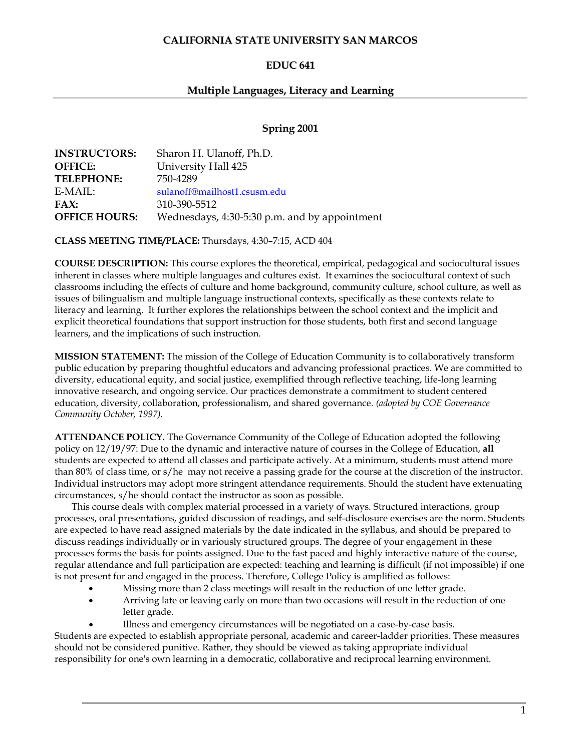# CALIFORNIA STATE UNIVERSITY SAN MARCOS

## EDUC 641

## Multiple Languages, Literacy and Learning

### Spring 2001

| | |
|---|---|
| **INSTRUCTORS:** | Sharon H. Ulanoff, Ph.D. |
| **OFFICE:** | University Hall 425 |
| **TELEPHONE:** | 750-4289 |
| E-MAIL: | sulanoff@mailhost1.csusm.edu |
| **FAX:** | 310-390-5512 |
| **OFFICE HOURS:** | Wednesdays, 4:30-5:30 p.m. and by appointment |

**CLASS MEETING TIME/PLACE:** Thursdays, 4:30–7:15, ACD 404

**COURSE DESCRIPTION:** This course explores the theoretical, empirical, pedagogical and sociocultural issues inherent in classes where multiple languages and cultures exist. It examines the sociocultural context of such classrooms including the effects of culture and home background, community culture, school culture, as well as issues of bilingualism and multiple language instructional contexts, specifically as these contexts relate to literacy and learning. It further explores the relationships between the school context and the implicit and explicit theoretical foundations that support instruction for those students, both first and second language learners, and the implications of such instruction.

**MISSION STATEMENT:** The mission of the College of Education Community is to collaboratively transform public education by preparing thoughtful educators and advancing professional practices. We are committed to diversity, educational equity, and social justice, exemplified through reflective teaching, life-long learning innovative research, and ongoing service. Our practices demonstrate a commitment to student centered education, diversity, collaboration, professionalism, and shared governance. *(adopted by COE Governance Community October, 1997).*

**ATTENDANCE POLICY.** The Governance Community of the College of Education adopted the following policy on 12/19/97: Due to the dynamic and interactive nature of courses in the College of Education, **all** students are expected to attend all classes and participate actively. At a minimum, students must attend more than 80% of class time, or s/he may not receive a passing grade for the course at the discretion of the instructor. Individual instructors may adopt more stringent attendance requirements. Should the student have extenuating circumstances, s/he should contact the instructor as soon as possible.

This course deals with complex material processed in a variety of ways. Structured interactions, group processes, oral presentations, guided discussion of readings, and self-disclosure exercises are the norm. Students are expected to have read assigned materials by the date indicated in the syllabus, and should be prepared to discuss readings individually or in variously structured groups. The degree of your engagement in these processes forms the basis for points assigned. Due to the fast paced and highly interactive nature of the course, regular attendance and full participation are expected: teaching and learning is difficult (if not impossible) if one is not present for and engaged in the process. Therefore, College Policy is amplified as follows:

- Missing more than 2 class meetings will result in the reduction of one letter grade.
- Arriving late or leaving early on more than two occasions will result in the reduction of one letter grade.
- Illness and emergency circumstances will be negotiated on a case-by-case basis.

Students are expected to establish appropriate personal, academic and career-ladder priorities. These measures should not be considered punitive. Rather, they should be viewed as taking appropriate individual responsibility for one's own learning in a democratic, collaborative and reciprocal learning environment.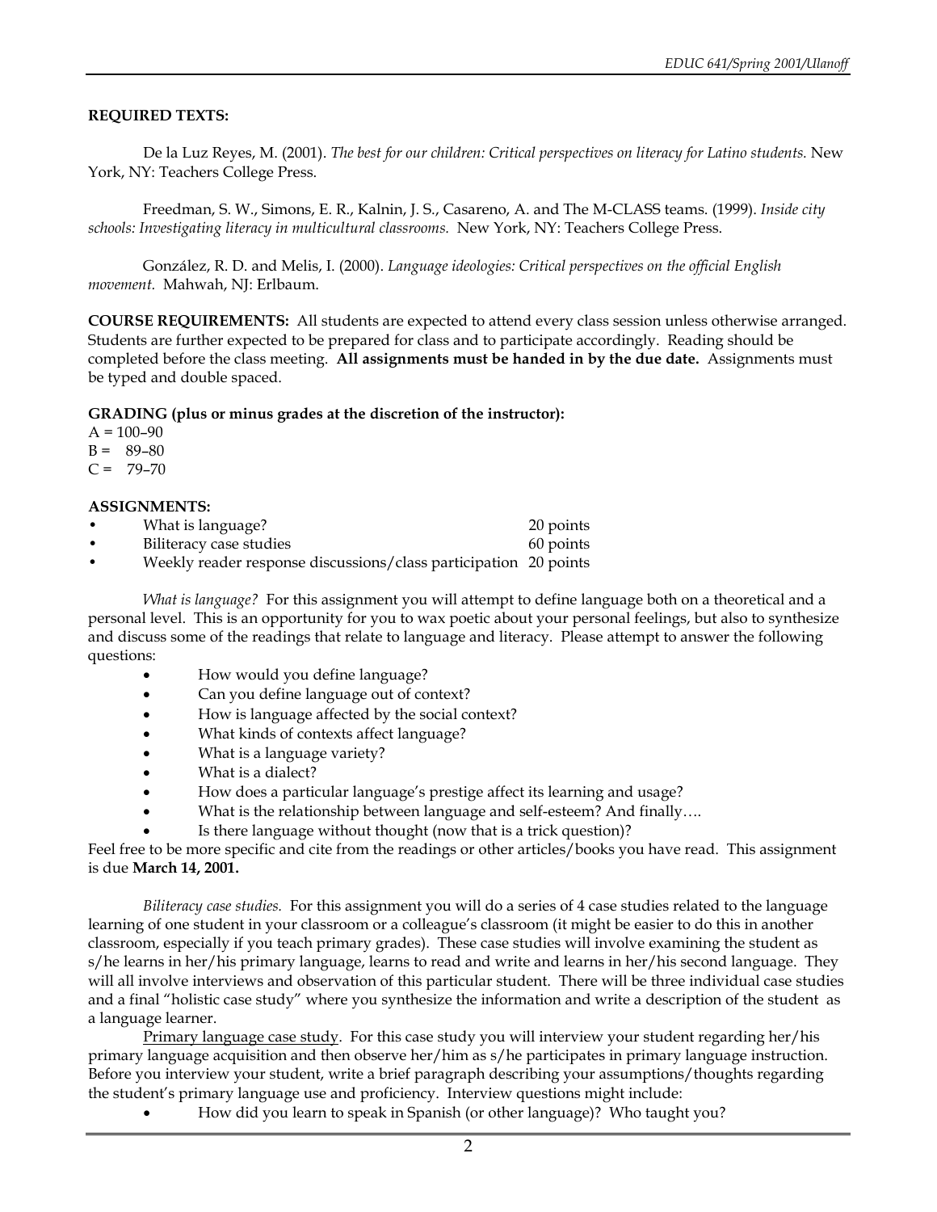**REQUIRED TEXTS:**

De la Luz Reyes, M. (2001). *The best for our children: Critical perspectives on literacy for Latino students.* New York, NY: Teachers College Press.

Freedman, S. W., Simons, E. R., Kalnin, J. S., Casareno, A. and The M-CLASS teams. (1999). *Inside city schools: Investigating literacy in multicultural classrooms.* New York, NY: Teachers College Press.

González, R. D. and Melis, I. (2000). *Language ideologies: Critical perspectives on the official English movement.* Mahwah, NJ: Erlbaum.

**COURSE REQUIREMENTS:** All students are expected to attend every class session unless otherwise arranged. Students are further expected to be prepared for class and to participate accordingly. Reading should be completed before the class meeting. **All assignments must be handed in by the due date.** Assignments must be typed and double spaced.

**GRADING (plus or minus grades at the discretion of the instructor):**

A = 100–90
B = 89–80
C = 79–70

**ASSIGNMENTS:**

- What is language? 20 points
- Biliteracy case studies 60 points
- Weekly reader response discussions/class participation 20 points

*What is language?* For this assignment you will attempt to define language both on a theoretical and a personal level. This is an opportunity for you to wax poetic about your personal feelings, but also to synthesize and discuss some of the readings that relate to language and literacy. Please attempt to answer the following questions:

- How would you define language?
- Can you define language out of context?
- How is language affected by the social context?
- What kinds of contexts affect language?
- What is a language variety?
- What is a dialect?
- How does a particular language's prestige affect its learning and usage?
- What is the relationship between language and self-esteem? And finally….
- Is there language without thought (now that is a trick question)?

Feel free to be more specific and cite from the readings or other articles/books you have read. This assignment is due **March 14, 2001.**

*Biliteracy case studies.* For this assignment you will do a series of 4 case studies related to the language learning of one student in your classroom or a colleague's classroom (it might be easier to do this in another classroom, especially if you teach primary grades). These case studies will involve examining the student as s/he learns in her/his primary language, learns to read and write and learns in her/his second language. They will all involve interviews and observation of this particular student. There will be three individual case studies and a final "holistic case study" where you synthesize the information and write a description of the student as a language learner.

Primary language case study. For this case study you will interview your student regarding her/his primary language acquisition and then observe her/him as s/he participates in primary language instruction. Before you interview your student, write a brief paragraph describing your assumptions/thoughts regarding the student's primary language use and proficiency. Interview questions might include:

- How did you learn to speak in Spanish (or other language)? Who taught you?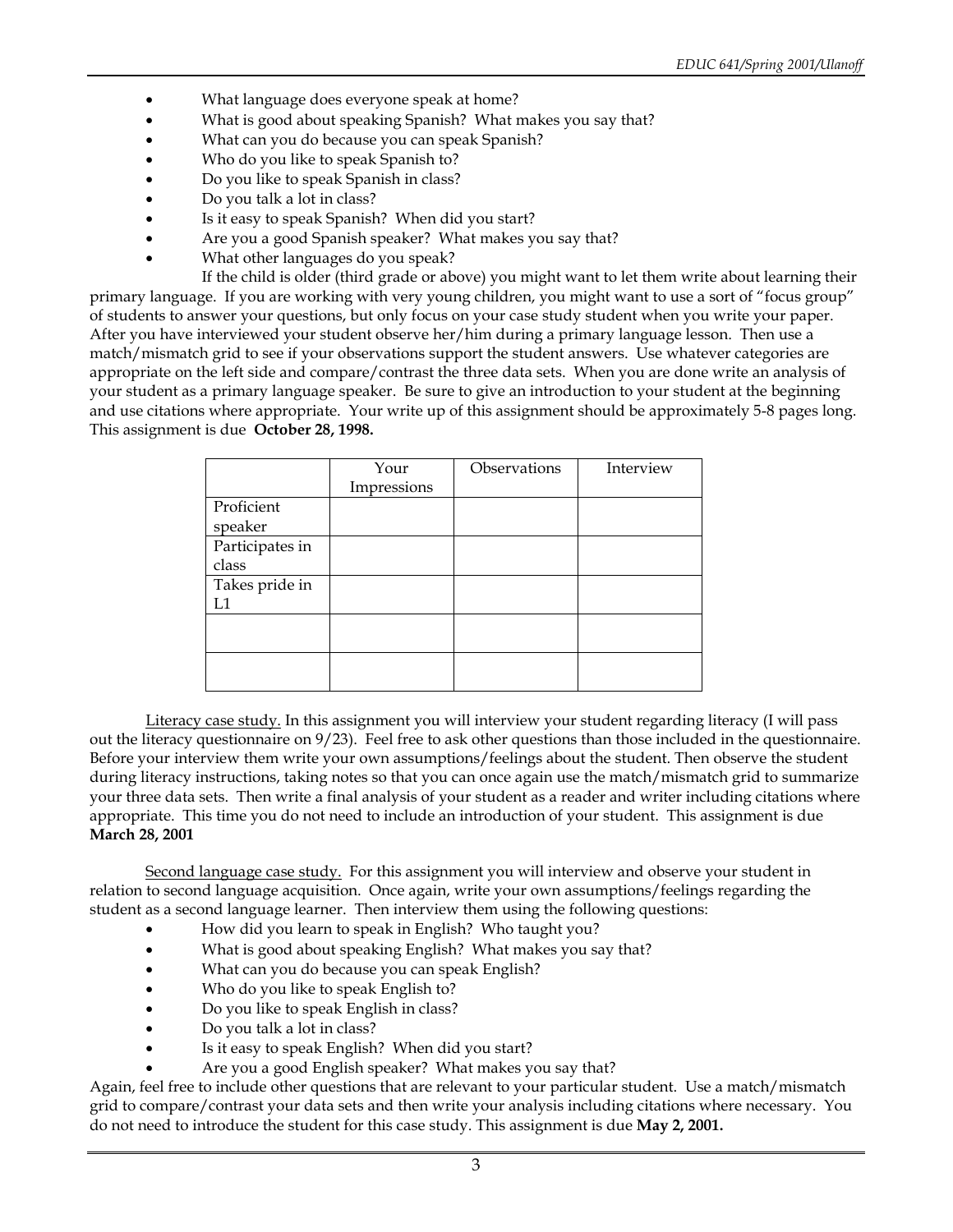- What language does everyone speak at home?
- What is good about speaking Spanish? What makes you say that?
- What can you do because you can speak Spanish?
- Who do you like to speak Spanish to?
- Do you like to speak Spanish in class?
- Do you talk a lot in class?
- Is it easy to speak Spanish? When did you start?
- Are you a good Spanish speaker? What makes you say that?
- What other languages do you speak?

If the child is older (third grade or above) you might want to let them write about learning their primary language. If you are working with very young children, you might want to use a sort of "focus group" of students to answer your questions, but only focus on your case study student when you write your paper. After you have interviewed your student observe her/him during a primary language lesson. Then use a match/mismatch grid to see if your observations support the student answers. Use whatever categories are appropriate on the left side and compare/contrast the three data sets. When you are done write an analysis of your student as a primary language speaker. Be sure to give an introduction to your student at the beginning and use citations where appropriate. Your write up of this assignment should be approximately 5-8 pages long. This assignment is due **October 28, 1998.**

| | Your Impressions | Observations | Interview |
|---|---|---|---|
| Proficient speaker | | | |
| Participates in class | | | |
| Takes pride in L1 | | | |
| | | | |
| | | | |

Literacy case study. In this assignment you will interview your student regarding literacy (I will pass out the literacy questionnaire on 9/23). Feel free to ask other questions than those included in the questionnaire. Before your interview them write your own assumptions/feelings about the student. Then observe the student during literacy instructions, taking notes so that you can once again use the match/mismatch grid to summarize your three data sets. Then write a final analysis of your student as a reader and writer including citations where appropriate. This time you do not need to include an introduction of your student. This assignment is due **March 28, 2001**

Second language case study. For this assignment you will interview and observe your student in relation to second language acquisition. Once again, write your own assumptions/feelings regarding the student as a second language learner. Then interview them using the following questions:

- How did you learn to speak in English? Who taught you?
- What is good about speaking English? What makes you say that?
- What can you do because you can speak English?
- Who do you like to speak English to?
- Do you like to speak English in class?
- Do you talk a lot in class?
- Is it easy to speak English? When did you start?
- Are you a good English speaker? What makes you say that?

Again, feel free to include other questions that are relevant to your particular student. Use a match/mismatch grid to compare/contrast your data sets and then write your analysis including citations where necessary. You do not need to introduce the student for this case study. This assignment is due **May 2, 2001.**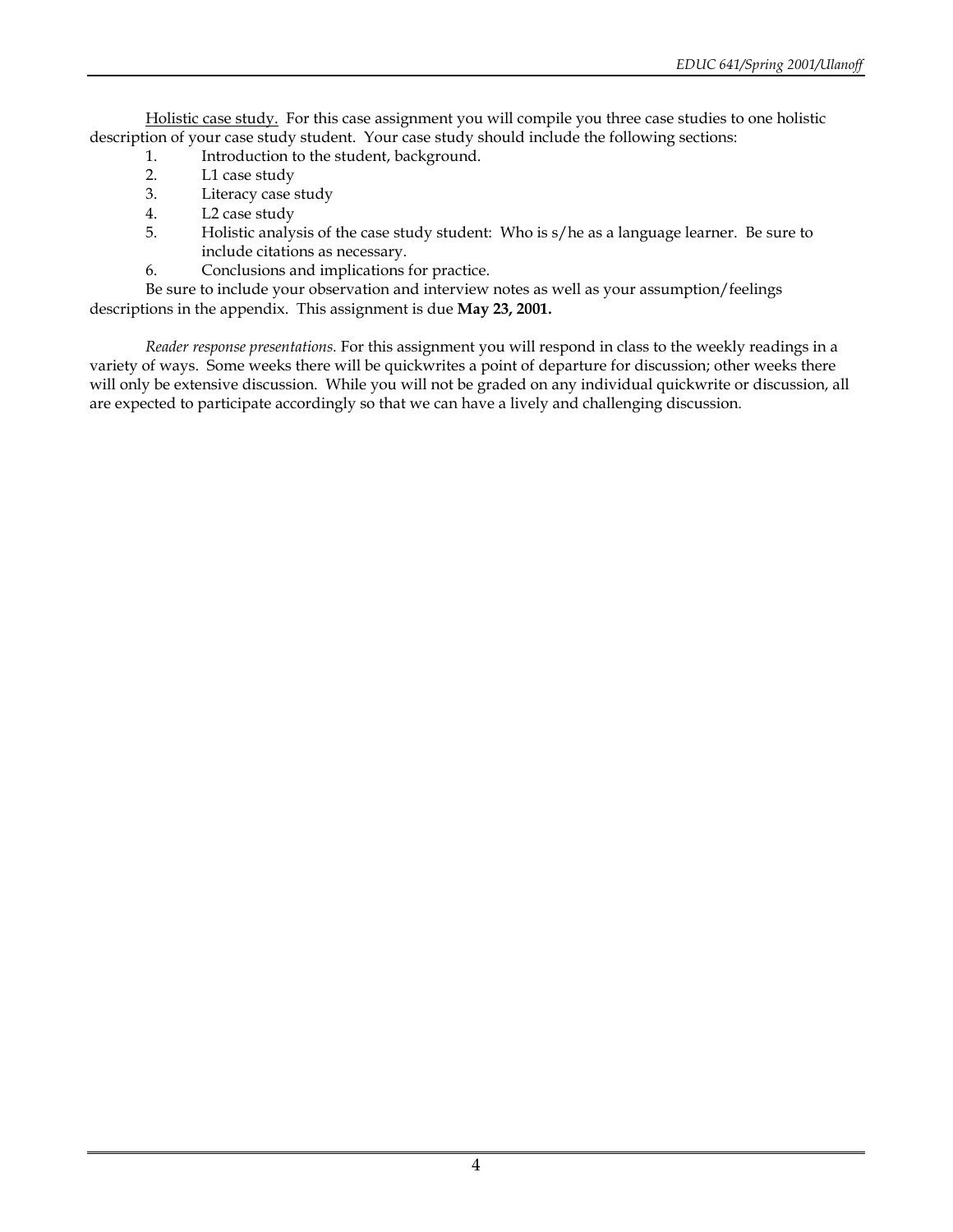Holistic case study. For this case assignment you will compile you three case studies to one holistic description of your case study student. Your case study should include the following sections:

1. Introduction to the student, background.
2. L1 case study
3. Literacy case study
4. L2 case study
5. Holistic analysis of the case study student: Who is s/he as a language learner. Be sure to include citations as necessary.
6. Conclusions and implications for practice.

Be sure to include your observation and interview notes as well as your assumption/feelings descriptions in the appendix. This assignment is due **May 23, 2001.**

*Reader response presentations.* For this assignment you will respond in class to the weekly readings in a variety of ways. Some weeks there will be quickwrites a point of departure for discussion; other weeks there will only be extensive discussion. While you will not be graded on any individual quickwrite or discussion, all are expected to participate accordingly so that we can have a lively and challenging discussion.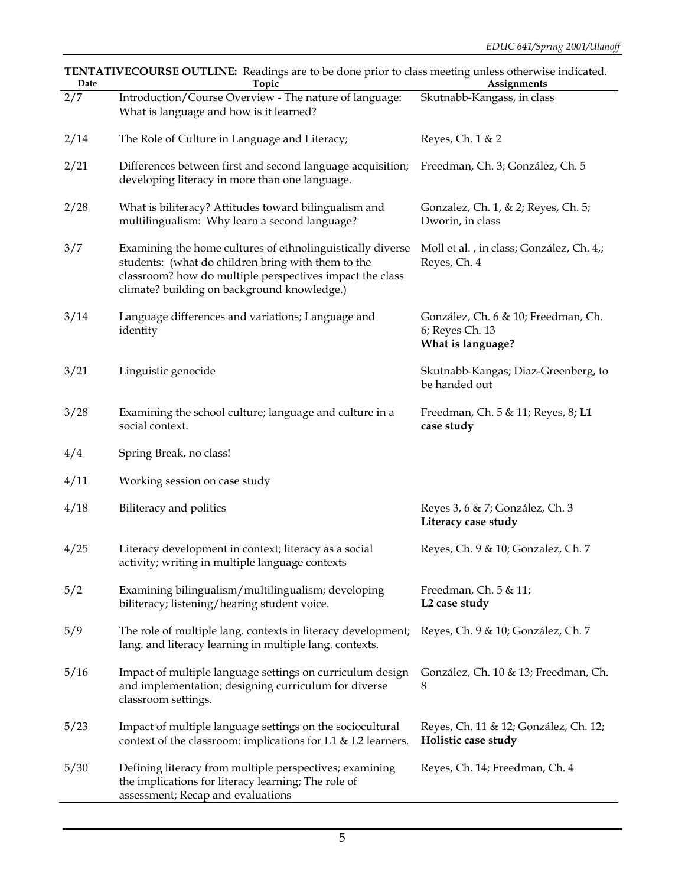**TENTATIVECOURSE OUTLINE:** Readings are to be done prior to class meeting unless otherwise indicated.

| Date | Topic | Assignments |
|---|---|---|
| 2/7 | Introduction/Course Overview - The nature of language: What is language and how is it learned? | Skutnabb-Kangass, in class |
| 2/14 | The Role of Culture in Language and Literacy; | Reyes, Ch. 1 & 2 |
| 2/21 | Differences between first and second language acquisition; developing literacy in more than one language. | Freedman, Ch. 3; González, Ch. 5 |
| 2/28 | What is biliteracy? Attitudes toward bilingualism and multilingualism: Why learn a second language? | Gonzalez, Ch. 1, & 2; Reyes, Ch. 5; Dworin, in class |
| 3/7 | Examining the home cultures of ethnolinguistically diverse students: (what do children bring with them to the classroom? how do multiple perspectives impact the class climate? building on background knowledge.) | Moll et al. , in class; González, Ch. 4,; Reyes, Ch. 4 |
| 3/14 | Language differences and variations; Language and identity | González, Ch. 6 & 10; Freedman, Ch. 6; Reyes Ch. 13 **What is language?** |
| 3/21 | Linguistic genocide | Skutnabb-Kangas; Diaz-Greenberg, to be handed out |
| 3/28 | Examining the school culture; language and culture in a social context. | Freedman, Ch. 5 & 11; Reyes, 8**; L1 case study** |
| 4/4 | Spring Break, no class! | |
| 4/11 | Working session on case study | |
| 4/18 | Biliteracy and politics | Reyes 3, 6 & 7; González, Ch. 3 **Literacy case study** |
| 4/25 | Literacy development in context; literacy as a social activity; writing in multiple language contexts | Reyes, Ch. 9 & 10; Gonzalez, Ch. 7 |
| 5/2 | Examining bilingualism/multilingualism; developing biliteracy; listening/hearing student voice. | Freedman, Ch. 5 & 11; **L2 case study** |
| 5/9 | The role of multiple lang. contexts in literacy development; lang. and literacy learning in multiple lang. contexts. | Reyes, Ch. 9 & 10; González, Ch. 7 |
| 5/16 | Impact of multiple language settings on curriculum design and implementation; designing curriculum for diverse classroom settings. | González, Ch. 10 & 13; Freedman, Ch. 8 |
| 5/23 | Impact of multiple language settings on the sociocultural context of the classroom: implications for L1 & L2 learners. | Reyes, Ch. 11 & 12; González, Ch. 12; **Holistic case study** |
| 5/30 | Defining literacy from multiple perspectives; examining the implications for literacy learning; The role of assessment; Recap and evaluations | Reyes, Ch. 14; Freedman, Ch. 4 |